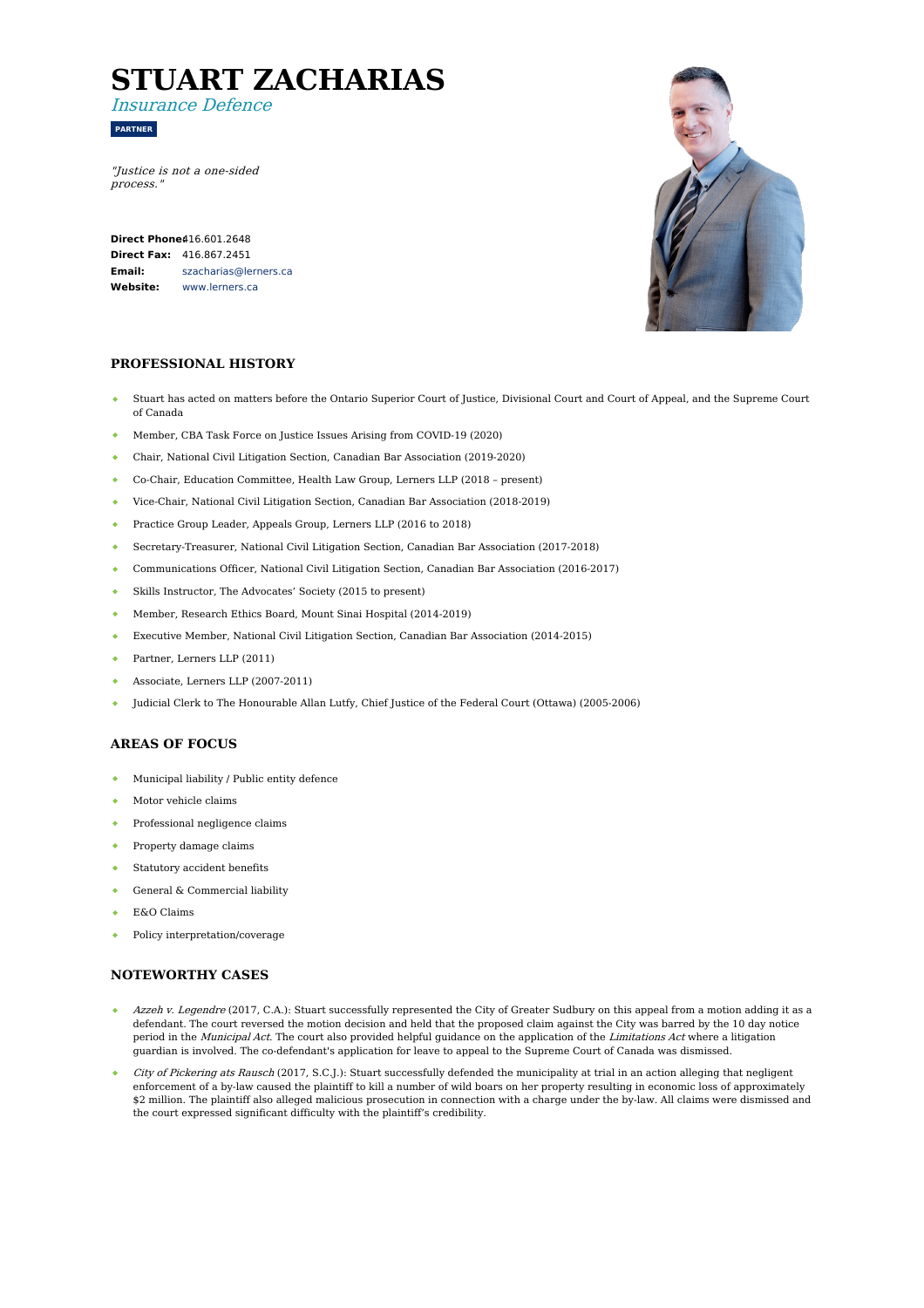# STUART ZACHARIAS

*Insurance Defence*

**PARTNER**

*"Justice is not a one-sided process."*

**Direct Phone:** 416.601.2648
**Direct Fax:** 416.867.2451
**Email:** szacharias@lerners.ca
**Website:** www.lerners.ca

## PROFESSIONAL HISTORY

- Stuart has acted on matters before the Ontario Superior Court of Justice, Divisional Court and Court of Appeal, and the Supreme Court of Canada
- Member, CBA Task Force on Justice Issues Arising from COVID-19 (2020)
- Chair, National Civil Litigation Section, Canadian Bar Association (2019-2020)
- Co-Chair, Education Committee, Health Law Group, Lerners LLP (2018 – present)
- Vice-Chair, National Civil Litigation Section, Canadian Bar Association (2018-2019)
- Practice Group Leader, Appeals Group, Lerners LLP (2016 to 2018)
- Secretary-Treasurer, National Civil Litigation Section, Canadian Bar Association (2017-2018)
- Communications Officer, National Civil Litigation Section, Canadian Bar Association (2016-2017)
- Skills Instructor, The Advocates' Society (2015 to present)
- Member, Research Ethics Board, Mount Sinai Hospital (2014-2019)
- Executive Member, National Civil Litigation Section, Canadian Bar Association (2014-2015)
- Partner, Lerners LLP (2011)
- Associate, Lerners LLP (2007-2011)
- Judicial Clerk to The Honourable Allan Lutfy, Chief Justice of the Federal Court (Ottawa) (2005-2006)

## AREAS OF FOCUS

- Municipal liability / Public entity defence
- Motor vehicle claims
- Professional negligence claims
- Property damage claims
- Statutory accident benefits
- General & Commercial liability
- E&O Claims
- Policy interpretation/coverage

## NOTEWORTHY CASES

- *Azzeh v. Legendre* (2017, C.A.): Stuart successfully represented the City of Greater Sudbury on this appeal from a motion adding it as a defendant. The court reversed the motion decision and held that the proposed claim against the City was barred by the 10 day notice period in the *Municipal Act*. The court also provided helpful guidance on the application of the *Limitations Act* where a litigation guardian is involved. The co-defendant's application for leave to appeal to the Supreme Court of Canada was dismissed.
- *City of Pickering ats Rausch* (2017, S.C.J.): Stuart successfully defended the municipality at trial in an action alleging that negligent enforcement of a by-law caused the plaintiff to kill a number of wild boars on her property resulting in economic loss of approximately $2 million. The plaintiff also alleged malicious prosecution in connection with a charge under the by-law. All claims were dismissed and the court expressed significant difficulty with the plaintiff's credibility.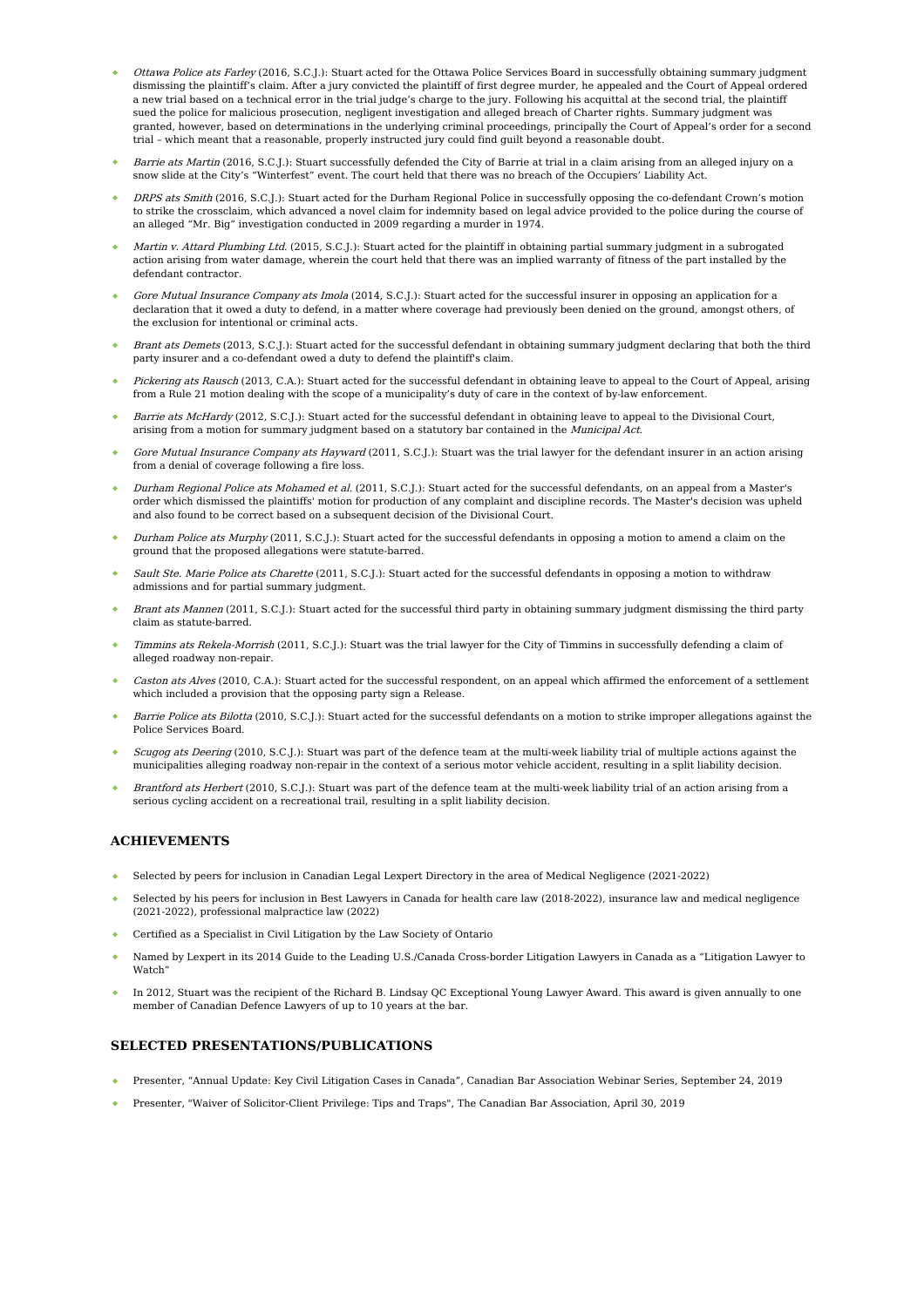- *Ottawa Police ats Farley* (2016, S.C.J.): Stuart acted for the Ottawa Police Services Board in successfully obtaining summary judgment dismissing the plaintiff's claim. After a jury convicted the plaintiff of first degree murder, he appealed and the Court of Appeal ordered a new trial based on a technical error in the trial judge's charge to the jury. Following his acquittal at the second trial, the plaintiff sued the police for malicious prosecution, negligent investigation and alleged breach of Charter rights. Summary judgment was granted, however, based on determinations in the underlying criminal proceedings, principally the Court of Appeal's order for a second trial – which meant that a reasonable, properly instructed jury could find guilt beyond a reasonable doubt.
- *Barrie ats Martin* (2016, S.C.J.): Stuart successfully defended the City of Barrie at trial in a claim arising from an alleged injury on a snow slide at the City's "Winterfest" event. The court held that there was no breach of the Occupiers' Liability Act.
- *DRPS ats Smith* (2016, S.C.J.): Stuart acted for the Durham Regional Police in successfully opposing the co-defendant Crown's motion to strike the crossclaim, which advanced a novel claim for indemnity based on legal advice provided to the police during the course of an alleged "Mr. Big" investigation conducted in 2009 regarding a murder in 1974.
- *Martin v. Attard Plumbing Ltd.* (2015, S.C.J.): Stuart acted for the plaintiff in obtaining partial summary judgment in a subrogated action arising from water damage, wherein the court held that there was an implied warranty of fitness of the part installed by the defendant contractor.
- *Gore Mutual Insurance Company ats Imola* (2014, S.C.J.): Stuart acted for the successful insurer in opposing an application for a declaration that it owed a duty to defend, in a matter where coverage had previously been denied on the ground, amongst others, of the exclusion for intentional or criminal acts.
- *Brant ats Demets* (2013, S.C.J.): Stuart acted for the successful defendant in obtaining summary judgment declaring that both the third party insurer and a co-defendant owed a duty to defend the plaintiff's claim.
- *Pickering ats Rausch* (2013, C.A.): Stuart acted for the successful defendant in obtaining leave to appeal to the Court of Appeal, arising from a Rule 21 motion dealing with the scope of a municipality's duty of care in the context of by-law enforcement.
- *Barrie ats McHardy* (2012, S.C.J.): Stuart acted for the successful defendant in obtaining leave to appeal to the Divisional Court, arising from a motion for summary judgment based on a statutory bar contained in the *Municipal Act*.
- *Gore Mutual Insurance Company ats Hayward* (2011, S.C.J.): Stuart was the trial lawyer for the defendant insurer in an action arising from a denial of coverage following a fire loss.
- *Durham Regional Police ats Mohamed et al.* (2011, S.C.J.): Stuart acted for the successful defendants, on an appeal from a Master's order which dismissed the plaintiffs' motion for production of any complaint and discipline records. The Master's decision was upheld and also found to be correct based on a subsequent decision of the Divisional Court.
- *Durham Police ats Murphy* (2011, S.C.J.): Stuart acted for the successful defendants in opposing a motion to amend a claim on the ground that the proposed allegations were statute-barred.
- *Sault Ste. Marie Police ats Charette* (2011, S.C.J.): Stuart acted for the successful defendants in opposing a motion to withdraw admissions and for partial summary judgment.
- *Brant ats Mannen* (2011, S.C.J.): Stuart acted for the successful third party in obtaining summary judgment dismissing the third party claim as statute-barred.
- *Timmins ats Rekela-Morrish* (2011, S.C.J.): Stuart was the trial lawyer for the City of Timmins in successfully defending a claim of alleged roadway non-repair.
- *Caston ats Alves* (2010, C.A.): Stuart acted for the successful respondent, on an appeal which affirmed the enforcement of a settlement which included a provision that the opposing party sign a Release.
- *Barrie Police ats Bilotta* (2010, S.C.J.): Stuart acted for the successful defendants on a motion to strike improper allegations against the Police Services Board.
- *Scugog ats Deering* (2010, S.C.J.): Stuart was part of the defence team at the multi-week liability trial of multiple actions against the municipalities alleging roadway non-repair in the context of a serious motor vehicle accident, resulting in a split liability decision.
- *Brantford ats Herbert* (2010, S.C.J.): Stuart was part of the defence team at the multi-week liability trial of an action arising from a serious cycling accident on a recreational trail, resulting in a split liability decision.

## ACHIEVEMENTS

- Selected by peers for inclusion in Canadian Legal Lexpert Directory in the area of Medical Negligence (2021-2022)
- Selected by his peers for inclusion in Best Lawyers in Canada for health care law (2018-2022), insurance law and medical negligence (2021-2022), professional malpractice law (2022)
- Certified as a Specialist in Civil Litigation by the Law Society of Ontario
- Named by Lexpert in its 2014 Guide to the Leading U.S./Canada Cross-border Litigation Lawyers in Canada as a "Litigation Lawyer to Watch"
- In 2012, Stuart was the recipient of the Richard B. Lindsay QC Exceptional Young Lawyer Award. This award is given annually to one member of Canadian Defence Lawyers of up to 10 years at the bar.

## SELECTED PRESENTATIONS/PUBLICATIONS

- Presenter, "Annual Update: Key Civil Litigation Cases in Canada", Canadian Bar Association Webinar Series, September 24, 2019
- Presenter, "Waiver of Solicitor-Client Privilege: Tips and Traps", The Canadian Bar Association, April 30, 2019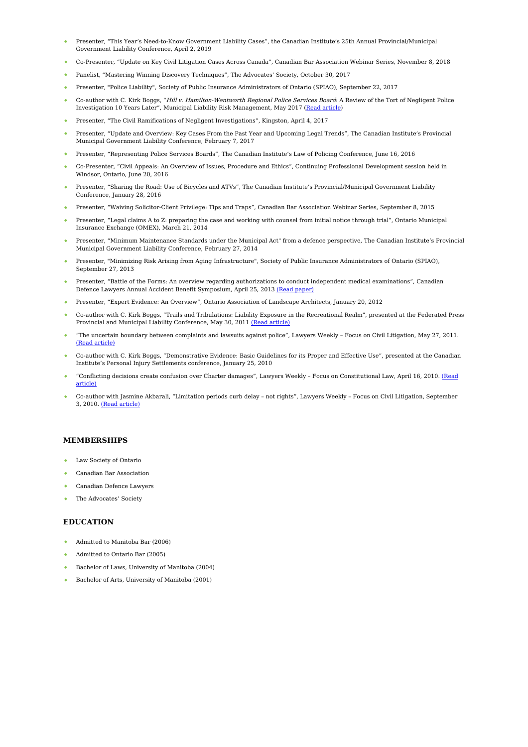- Presenter, “This Year’s Need-to-Know Government Liability Cases”, the Canadian Institute’s 25th Annual Provincial/Municipal Government Liability Conference, April 2, 2019
- Co-Presenter, “Update on Key Civil Litigation Cases Across Canada”, Canadian Bar Association Webinar Series, November 8, 2018
- Panelist, “Mastering Winning Discovery Techniques”, The Advocates’ Society, October 30, 2017
- Presenter, "Police Liability", Society of Public Insurance Administrators of Ontario (SPIAO), September 22, 2017
- Co-author with C. Kirk Boggs, “*Hill v. Hamilton-Wentworth Regional Police Services Board*: A Review of the Tort of Negligent Police Investigation 10 Years Later”, Municipal Liability Risk Management, May 2017 (Read article)
- Presenter, “The Civil Ramifications of Negligent Investigations”, Kingston, April 4, 2017
- Presenter, “Update and Overview: Key Cases From the Past Year and Upcoming Legal Trends”, The Canadian Institute’s Provincial Municipal Government Liability Conference, February 7, 2017
- Presenter, “Representing Police Services Boards”, The Canadian Institute’s Law of Policing Conference, June 16, 2016
- Co-Presenter, “Civil Appeals: An Overview of Issues, Procedure and Ethics”, Continuing Professional Development session held in Windsor, Ontario, June 20, 2016
- Presenter, “Sharing the Road: Use of Bicycles and ATVs”, The Canadian Institute’s Provincial/Municipal Government Liability Conference, January 28, 2016
- Presenter, “Waiving Solicitor-Client Privilege: Tips and Traps”, Canadian Bar Association Webinar Series, September 8, 2015
- Presenter, “Legal claims A to Z: preparing the case and working with counsel from initial notice through trial”, Ontario Municipal Insurance Exchange (OMEX), March 21, 2014
- Presenter, “Minimum Maintenance Standards under the Municipal Act" from a defence perspective, The Canadian Institute’s Provincial Municipal Government Liability Conference, February 27, 2014
- Presenter, "Minimizing Risk Arising from Aging Infrastructure", Society of Public Insurance Administrators of Ontario (SPIAO), September 27, 2013
- Presenter, “Battle of the Forms: An overview regarding authorizations to conduct independent medical examinations”, Canadian Defence Lawyers Annual Accident Benefit Symposium, April 25, 2013 (Read paper)
- Presenter, “Expert Evidence: An Overview”, Ontario Association of Landscape Architects, January 20, 2012
- Co-author with C. Kirk Boggs, “Trails and Tribulations: Liability Exposure in the Recreational Realm", presented at the Federated Press Provincial and Municipal Liability Conference, May 30, 2011 (Read article)
- “The uncertain boundary between complaints and lawsuits against police”, Lawyers Weekly – Focus on Civil Litigation, May 27, 2011. (Read article)
- Co-author with C. Kirk Boggs, “Demonstrative Evidence: Basic Guidelines for its Proper and Effective Use”, presented at the Canadian Institute’s Personal Injury Settlements conference, January 25, 2010
- “Conflicting decisions create confusion over Charter damages”, Lawyers Weekly – Focus on Constitutional Law, April 16, 2010. (Read article)
- Co-author with Jasmine Akbarali, “Limitation periods curb delay – not rights”, Lawyers Weekly – Focus on Civil Litigation, September 3, 2010. (Read article)

## MEMBERSHIPS

- Law Society of Ontario
- Canadian Bar Association
- Canadian Defence Lawyers
- The Advocates’ Society

## EDUCATION

- Admitted to Manitoba Bar (2006)
- Admitted to Ontario Bar (2005)
- Bachelor of Laws, University of Manitoba (2004)
- Bachelor of Arts, University of Manitoba (2001)